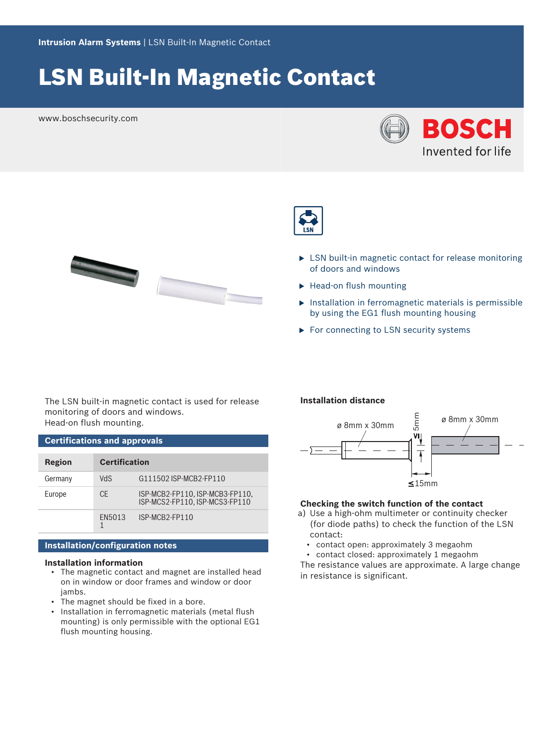Intrusion Alarm Systems | LSN Built-In Magnetic Contact

# LSN Built-In Magnetic Contact

www.boschsecurity.com

- LSN built-in magnetic contact for release monitoring of doors and windows
- Head-on flush mounting
- Installation in ferromagnetic materials is permissible by using the EG1 flush mounting housing
- For connecting to LSN security systems

The LSN built-in magnetic contact is used for release monitoring of doors and windows.
Head-on flush mounting.

## Certifications and approvals

| Region | Certification | |
|---|---|---|
| Germany | VdS | G111502 ISP-MCB2-FP110 |
| Europe | CE | ISP-MCB2-FP110, ISP-MCB3-FP110, ISP-MCS2-FP110, ISP-MCS3-FP110 |
| | EN50131 | ISP-MCB2-FP110 |

## Installation/configuration notes

### Installation information

- The magnetic contact and magnet are installed head on in window or door frames and window or door jambs.
- The magnet should be fixed in a bore.
- Installation in ferromagnetic materials (metal flush mounting) is only permissible with the optional EG1 flush mounting housing.

### Installation distance

ø 8mm x 30mm — ≤ 5mm — ø 8mm x 30mm

≤15mm

### Checking the switch function of the contact

a) Use a high-ohm multimeter or continuity checker (for diode paths) to check the function of the LSN contact:
   - contact open: approximately 3 megaohm
   - contact closed: approximately 1 megaohm

The resistance values are approximate. A large change in resistance is significant.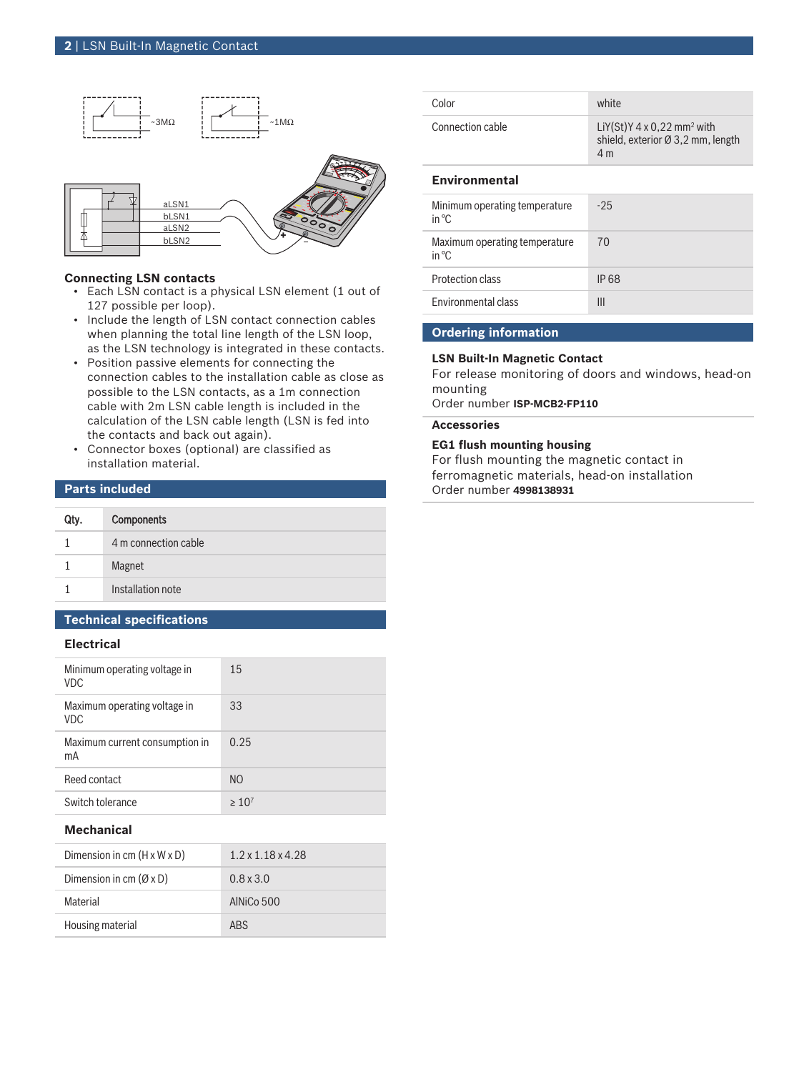### Connecting LSN contacts

- Each LSN contact is a physical LSN element (1 out of 127 possible per loop).
- Include the length of LSN contact connection cables when planning the total line length of the LSN loop, as the LSN technology is integrated in these contacts.
- Position passive elements for connecting the connection cables to the installation cable as close as possible to the LSN contacts, as a 1m connection cable with 2m LSN cable length is included in the calculation of the LSN cable length (LSN is fed into the contacts and back out again).
- Connector boxes (optional) are classified as installation material.

## Parts included

| Qty. | Components |
|---|---|
| 1 | 4 m connection cable |
| 1 | Magnet |
| 1 | Installation note |

## Technical specifications

### Electrical

| | |
|---|---|
| Minimum operating voltage in VDC | 15 |
| Maximum operating voltage in VDC | 33 |
| Maximum current consumption in mA | 0.25 |
| Reed contact | NO |
| Switch tolerance | ≥ $10^7$ |

### Mechanical

| | |
|---|---|
| Dimension in cm (H x W x D) | 1.2 x 1.18 x 4.28 |
| Dimension in cm (Ø x D) | 0.8 x 3.0 |
| Material | AlNiCo 500 |
| Housing material | ABS |
| Color | white |
| Connection cable | LiY(St)Y 4 x 0,22 mm² with shield, exterior Ø 3,2 mm, length 4 m |

### Environmental

| | |
|---|---|
| Minimum operating temperature in °C | -25 |
| Maximum operating temperature in °C | 70 |
| Protection class | IP 68 |
| Environmental class | III |

## Ordering information

**LSN Built-In Magnetic Contact**
For release monitoring of doors and windows, head-on mounting
Order number **ISP-MCB2-FP110**

### Accessories

**EG1 flush mounting housing**
For flush mounting the magnetic contact in ferromagnetic materials, head-on installation
Order number **4998138931**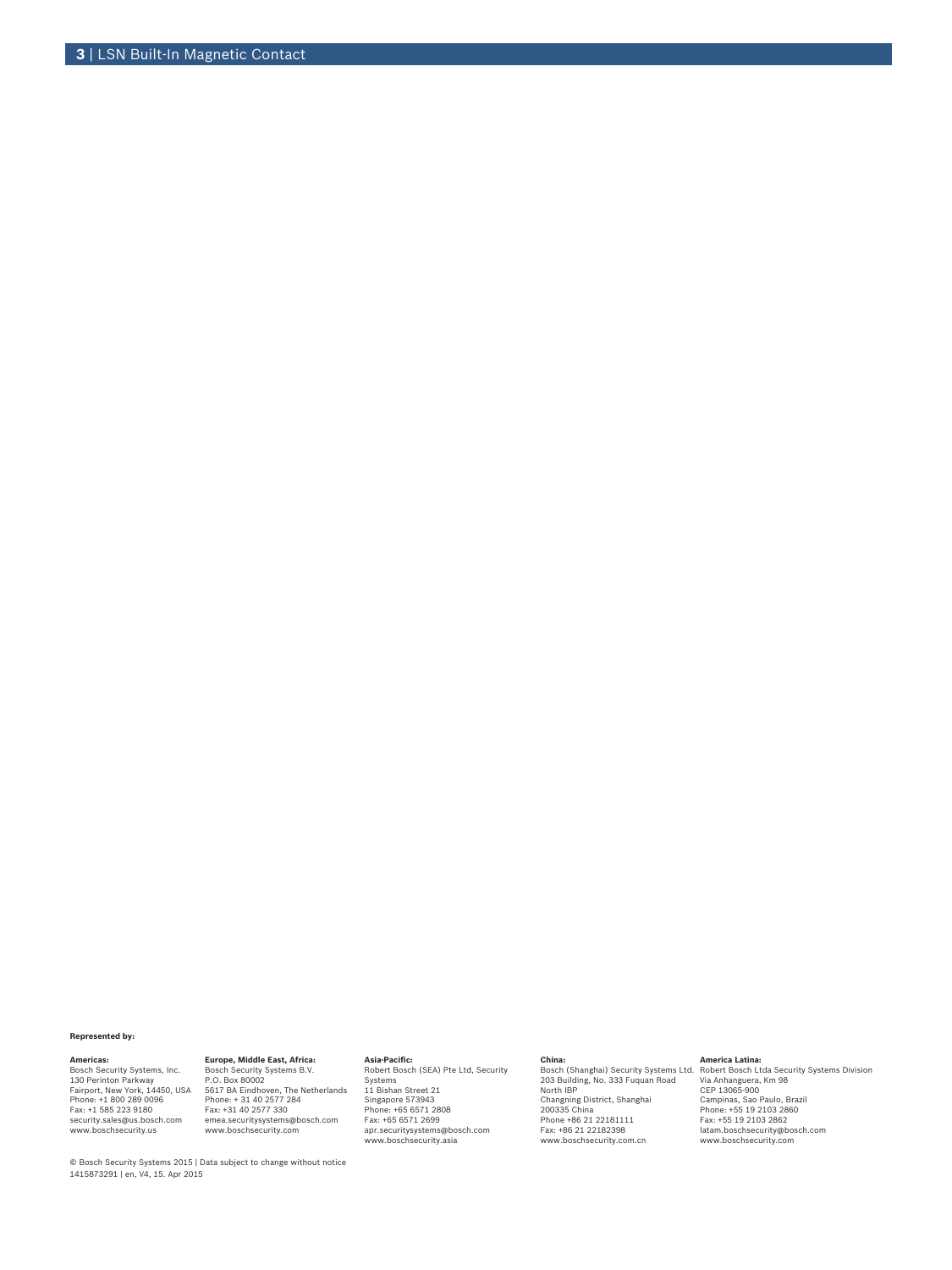**Represented by:**

**Americas:**
Bosch Security Systems, Inc.
130 Perinton Parkway
Fairport, New York, 14450, USA
Phone: +1 800 289 0096
Fax: +1 585 223 9180
security.sales@us.bosch.com
www.boschsecurity.us

**Europe, Middle East, Africa:**
Bosch Security Systems B.V.
P.O. Box 80002
5617 BA Eindhoven, The Netherlands
Phone: + 31 40 2577 284
Fax: +31 40 2577 330
emea.securitysystems@bosch.com
www.boschsecurity.com

**Asia-Pacific:**
Robert Bosch (SEA) Pte Ltd, Security Systems
11 Bishan Street 21
Singapore 573943
Phone: +65 6571 2808
Fax: +65 6571 2699
apr.securitysystems@bosch.com
www.boschsecurity.asia

**China:**
Bosch (Shanghai) Security Systems Ltd.
203 Building, No. 333 Fuquan Road
North IBP
Changning District, Shanghai
200335 China
Phone +86 21 22181111
Fax: +86 21 22182398
www.boschsecurity.com.cn

**America Latina:**
Robert Bosch Ltda Security Systems Division
Via Anhanguera, Km 98
CEP 13065-900
Campinas, Sao Paulo, Brazil
Phone: +55 19 2103 2860
Fax: +55 19 2103 2862
latam.boschsecurity@bosch.com
www.boschsecurity.com

© Bosch Security Systems 2015 | Data subject to change without notice
1415873291 | en, V4, 15. Apr 2015